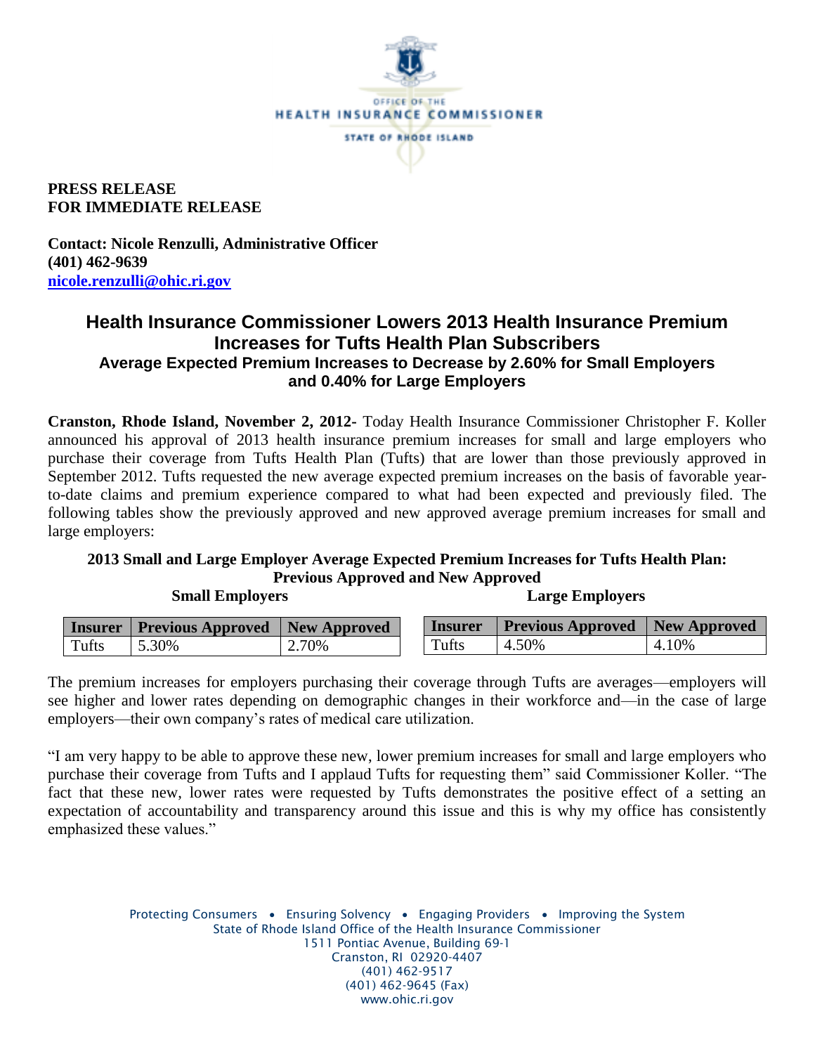OFFICE OF THE HEALTH INSURANCE COMMISSIONER
STATE OF RHODE ISLAND

**PRESS RELEASE**
**FOR IMMEDIATE RELEASE**

**Contact: Nicole Renzulli, Administrative Officer**
**(401) 462-9639**
**nicole.renzulli@ohic.ri.gov**

# Health Insurance Commissioner Lowers 2013 Health Insurance Premium Increases for Tufts Health Plan Subscribers

### Average Expected Premium Increases to Decrease by 2.60% for Small Employers and 0.40% for Large Employers

**Cranston, Rhode Island, November 2, 2012-** Today Health Insurance Commissioner Christopher F. Koller announced his approval of 2013 health insurance premium increases for small and large employers who purchase their coverage from Tufts Health Plan (Tufts) that are lower than those previously approved in September 2012. Tufts requested the new average expected premium increases on the basis of favorable year-to-date claims and premium experience compared to what had been expected and previously filed. The following tables show the previously approved and new approved average premium increases for small and large employers:

**2013 Small and Large Employer Average Expected Premium Increases for Tufts Health Plan: Previous Approved and New Approved**

**Small Employers**

| Insurer | Previous Approved | New Approved |
|---|---|---|
| Tufts | 5.30% | 2.70% |

**Large Employers**

| Insurer | Previous Approved | New Approved |
|---|---|---|
| Tufts | 4.50% | 4.10% |

The premium increases for employers purchasing their coverage through Tufts are averages—employers will see higher and lower rates depending on demographic changes in their workforce and—in the case of large employers—their own company's rates of medical care utilization.

"I am very happy to be able to approve these new, lower premium increases for small and large employers who purchase their coverage from Tufts and I applaud Tufts for requesting them" said Commissioner Koller. "The fact that these new, lower rates were requested by Tufts demonstrates the positive effect of a setting an expectation of accountability and transparency around this issue and this is why my office has consistently emphasized these values."

Protecting Consumers • Ensuring Solvency • Engaging Providers • Improving the System
State of Rhode Island Office of the Health Insurance Commissioner
1511 Pontiac Avenue, Building 69-1
Cranston, RI 02920-4407
(401) 462-9517
(401) 462-9645 (Fax)
www.ohic.ri.gov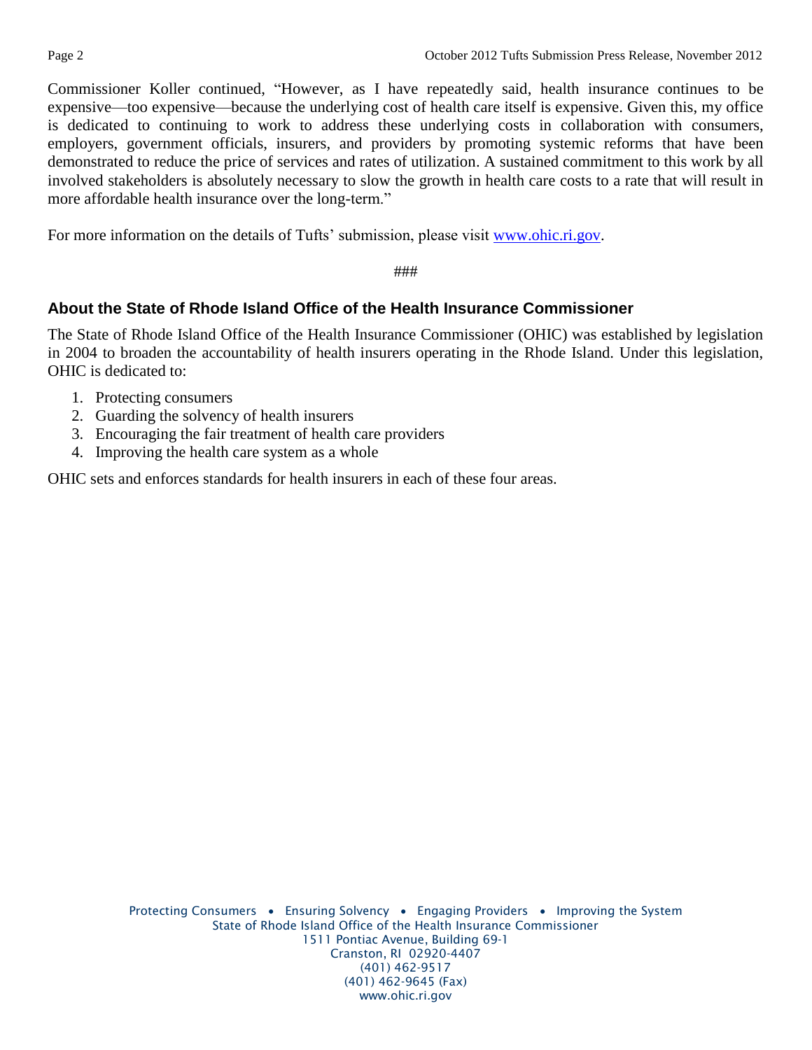Commissioner Koller continued, "However, as I have repeatedly said, health insurance continues to be expensive—too expensive—because the underlying cost of health care itself is expensive. Given this, my office is dedicated to continuing to work to address these underlying costs in collaboration with consumers, employers, government officials, insurers, and providers by promoting systemic reforms that have been demonstrated to reduce the price of services and rates of utilization. A sustained commitment to this work by all involved stakeholders is absolutely necessary to slow the growth in health care costs to a rate that will result in more affordable health insurance over the long-term."

For more information on the details of Tufts' submission, please visit [www.ohic.ri.gov](http://www.ohic.ri.gov).

###

## About the State of Rhode Island Office of the Health Insurance Commissioner

The State of Rhode Island Office of the Health Insurance Commissioner (OHIC) was established by legislation in 2004 to broaden the accountability of health insurers operating in the Rhode Island. Under this legislation, OHIC is dedicated to:

1. Protecting consumers
2. Guarding the solvency of health insurers
3. Encouraging the fair treatment of health care providers
4. Improving the health care system as a whole

OHIC sets and enforces standards for health insurers in each of these four areas.

Protecting Consumers • Ensuring Solvency • Engaging Providers • Improving the System
State of Rhode Island Office of the Health Insurance Commissioner
1511 Pontiac Avenue, Building 69-1
Cranston, RI 02920-4407
(401) 462-9517
(401) 462-9645 (Fax)
www.ohic.ri.gov